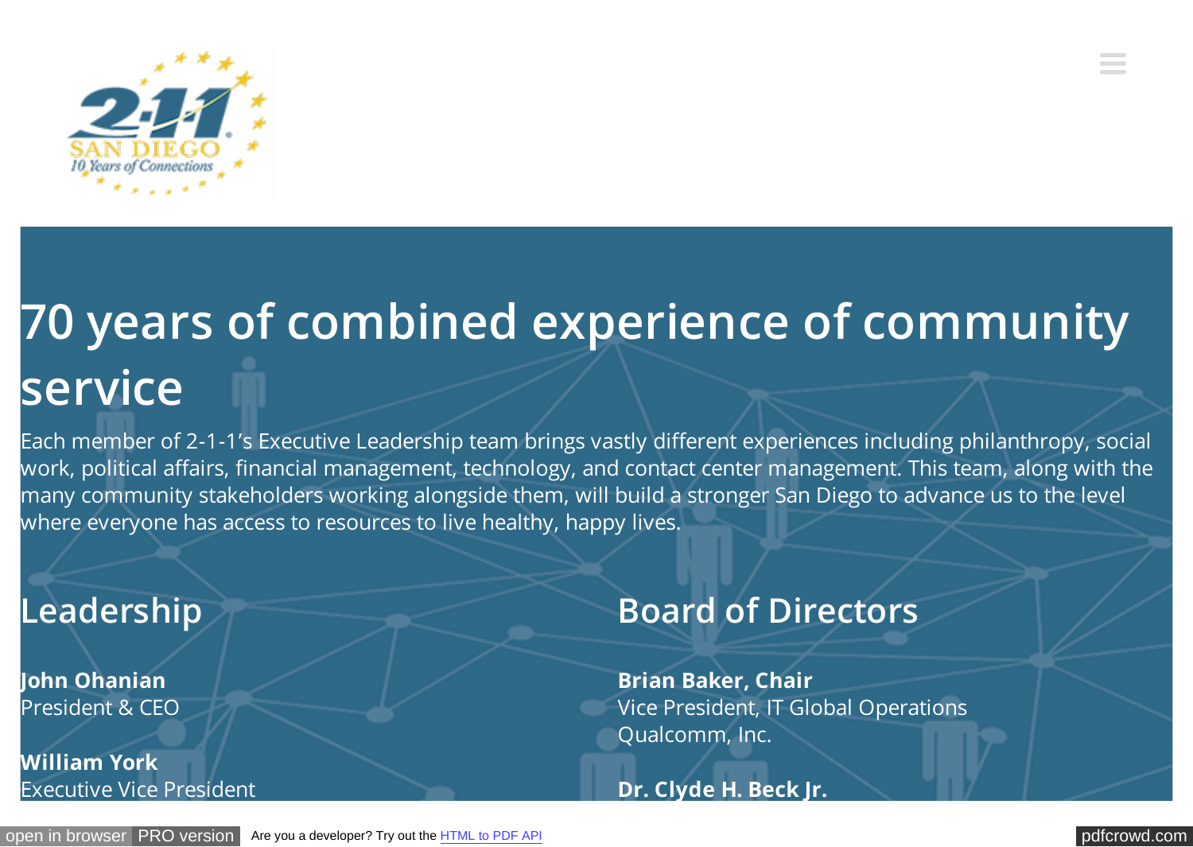# 70 years of combined experience of community service

Each member of 2-1-1's Executive Leadership team brings vastly different experiences including philanthropy, social work, political affairs, financial management, technology, and contact center management. This team, along with the many community stakeholders working alongside them, will build a stronger San Diego to advance us to the level where everyone has access to resources to live healthy, happy lives.

## Leadership

**John Ohanian**
President & CEO

**William York**
Executive Vice President

## Board of Directors

**Brian Baker, Chair**
Vice President, IT Global Operations
Qualcomm, Inc.

**Dr. Clyde H. Beck Jr.**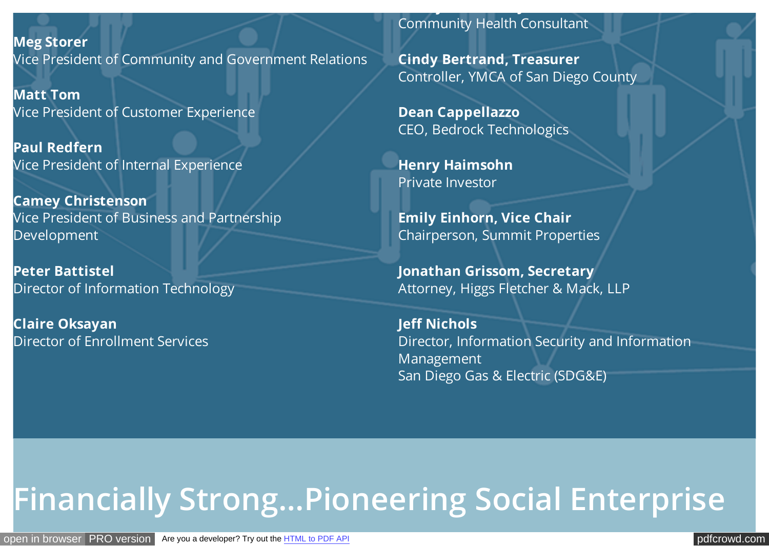**Meg Storer**
Vice President of Community and Government Relations

**Matt Tom**
Vice President of Customer Experience

**Paul Redfern**
Vice President of Internal Experience

**Camey Christenson**
Vice President of Business and Partnership Development

**Peter Battistel**
Director of Information Technology

**Claire Oksayan**
Director of Enrollment Services

Community Health Consultant

**Cindy Bertrand, Treasurer**
Controller, YMCA of San Diego County

**Dean Cappellazzo**
CEO, Bedrock Technologics

**Henry Haimsohn**
Private Investor

**Emily Einhorn, Vice Chair**
Chairperson, Summit Properties

**Jonathan Grissom, Secretary**
Attorney, Higgs Fletcher & Mack, LLP

**Jeff Nichols**
Director, Information Security and Information Management
San Diego Gas & Electric (SDG&E)

# Financially Strong…Pioneering Social Enterprise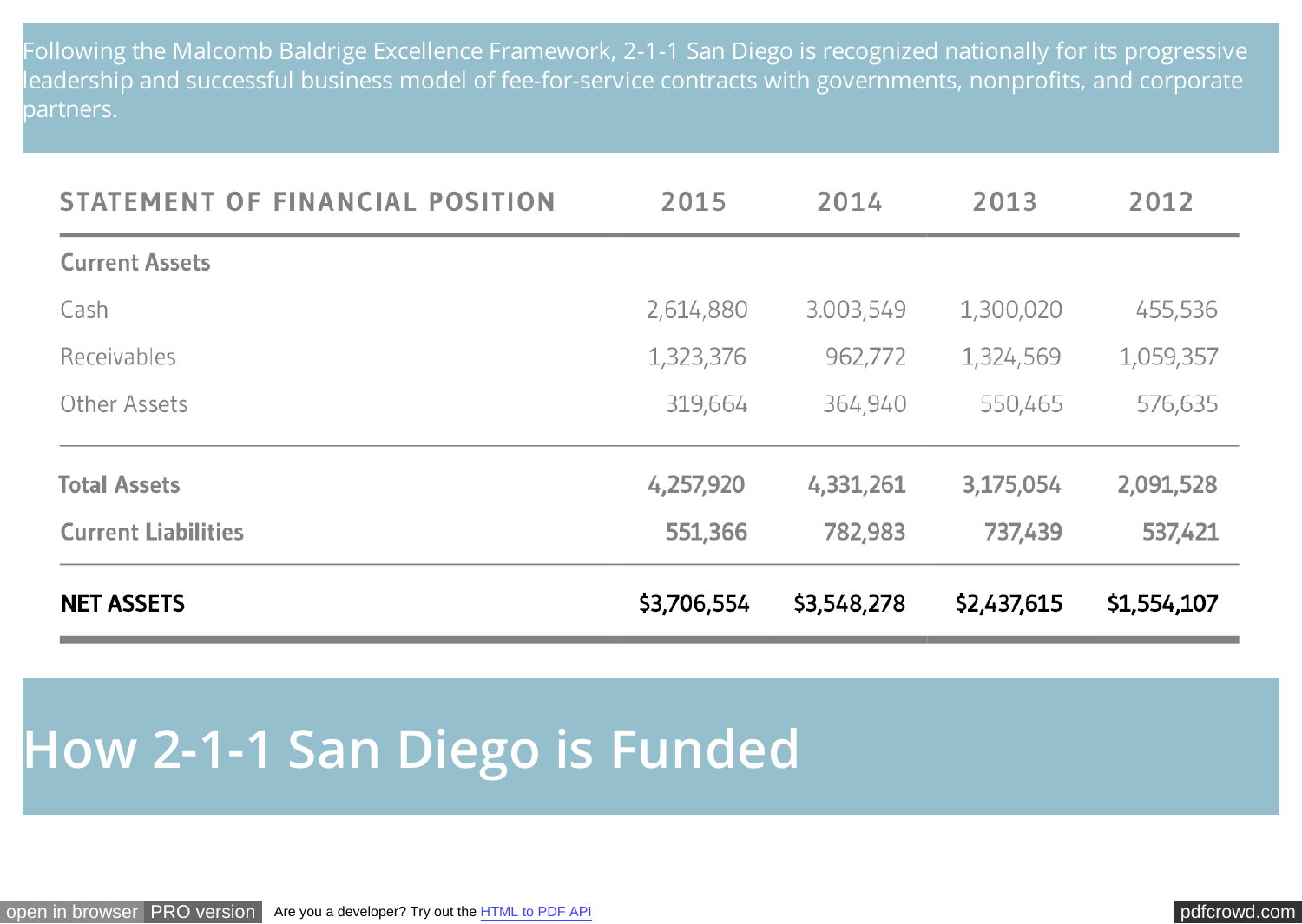Following the Malcomb Baldrige Excellence Framework, 2-1-1 San Diego is recognized nationally for its progressive leadership and successful business model of fee-for-service contracts with governments, nonprofits, and corporate partners.

| STATEMENT OF FINANCIAL POSITION | 2015 | 2014 | 2013 | 2012 |
|---|---|---|---|---|
| **Current Assets** | | | | |
| Cash | 2,614,880 | 3.003,549 | 1,300,020 | 455,536 |
| Receivables | 1,323,376 | 962,772 | 1,324,569 | 1,059,357 |
| Other Assets | 319,664 | 364,940 | 550,465 | 576,635 |
| **Total Assets** | **4,257,920** | **4,331,261** | **3,175,054** | **2,091,528** |
| **Current Liabilities** | **551,366** | **782,983** | **737,439** | **537,421** |
| **NET ASSETS** | **$3,706,554** | **$3,548,278** | **$2,437,615** | **$1,554,107** |

# How 2-1-1 San Diego is Funded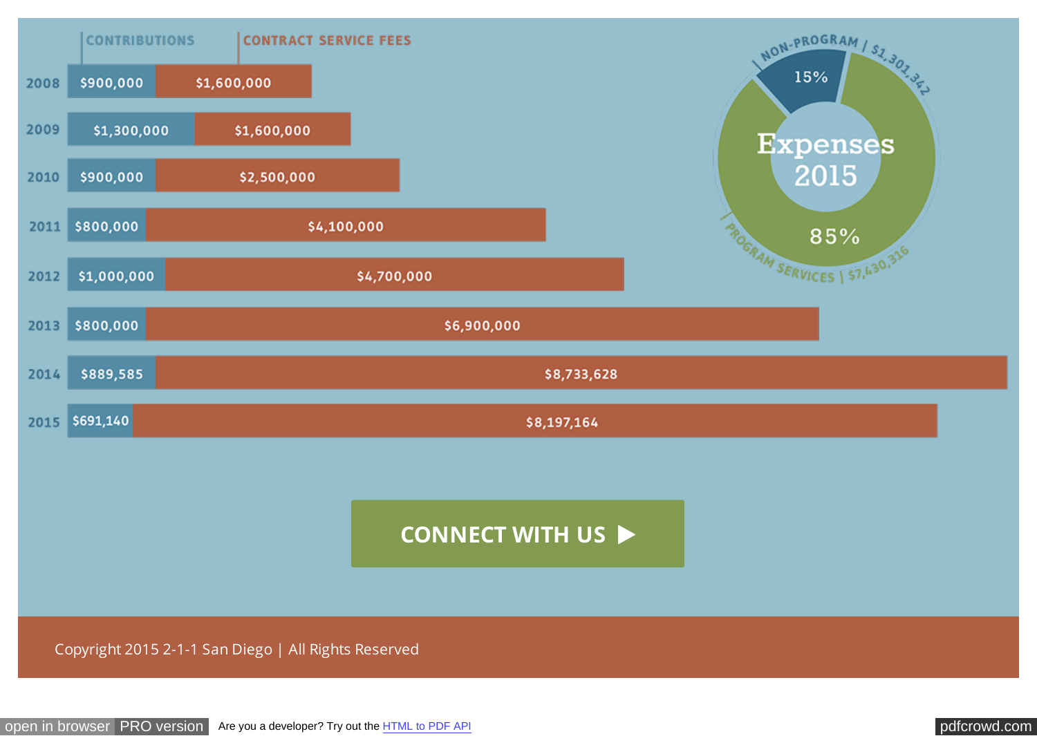CONTRIBUTIONS
CONTRACT SERVICE FEES

2008 $900,000 $1,600,000
2009 $1,300,000 $1,600,000
2010 $900,000 $2,500,000
2011 $800,000 $4,100,000
2012 $1,000,000 $4,700,000
2013 $800,000 $6,900,000
2014 $889,585 $8,733,628
2015 $691,140 $8,197,164

Expenses 2015
NON-PROGRAM | $1,301,342
15%
PROGRAM SERVICES | $7,430,316
85%

CONNECT WITH US ▶

Copyright 2015 2-1-1 San Diego | All Rights Reserved